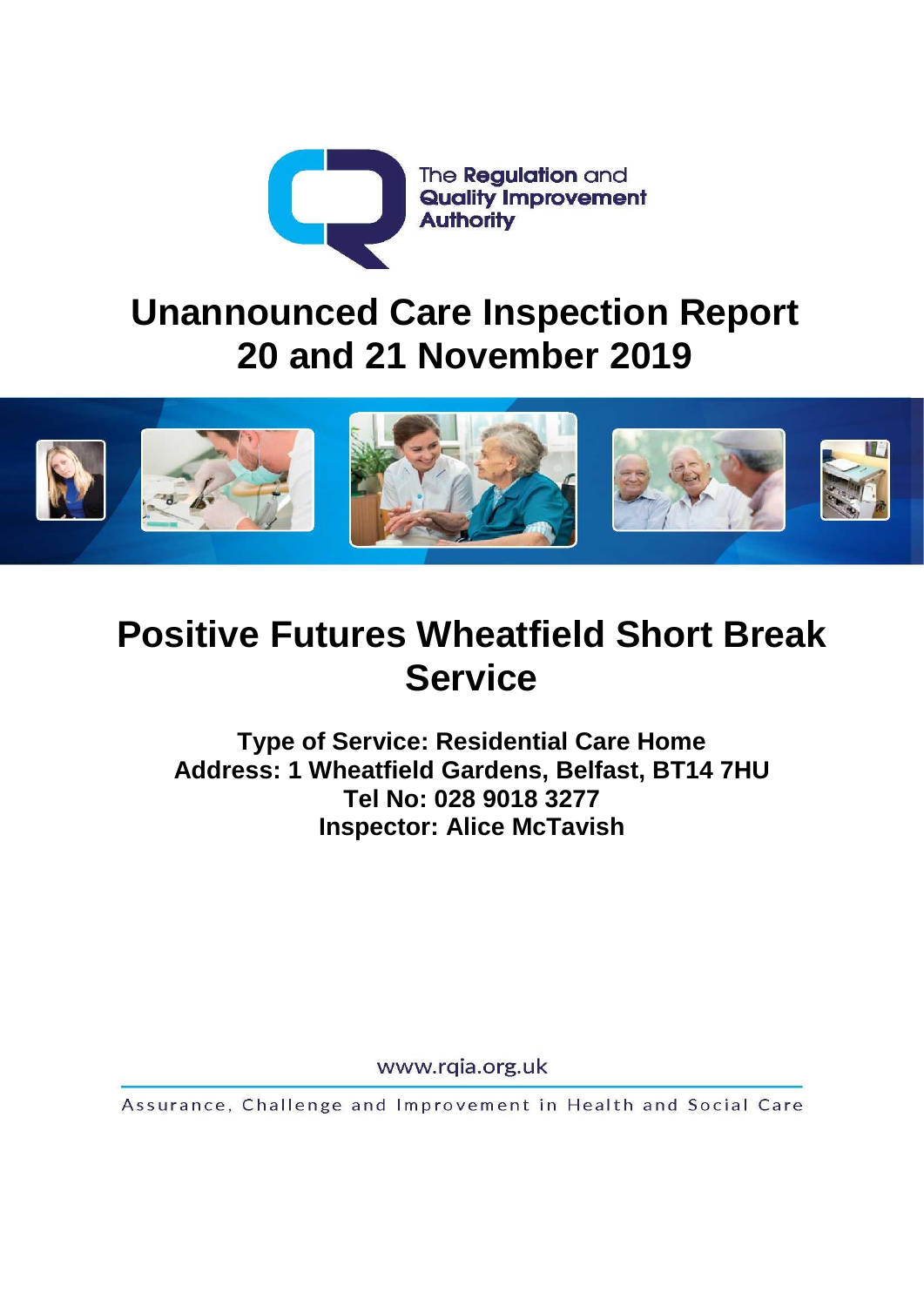The Regulation and Quality Improvement Authority

# Unannounced Care Inspection Report
# 20 and 21 November 2019

# Positive Futures Wheatfield Short Break Service

**Type of Service: Residential Care Home**
**Address: 1 Wheatfield Gardens, Belfast, BT14 7HU**
**Tel No: 028 9018 3277**
**Inspector: Alice McTavish**

www.rqia.org.uk

Assurance, Challenge and Improvement in Health and Social Care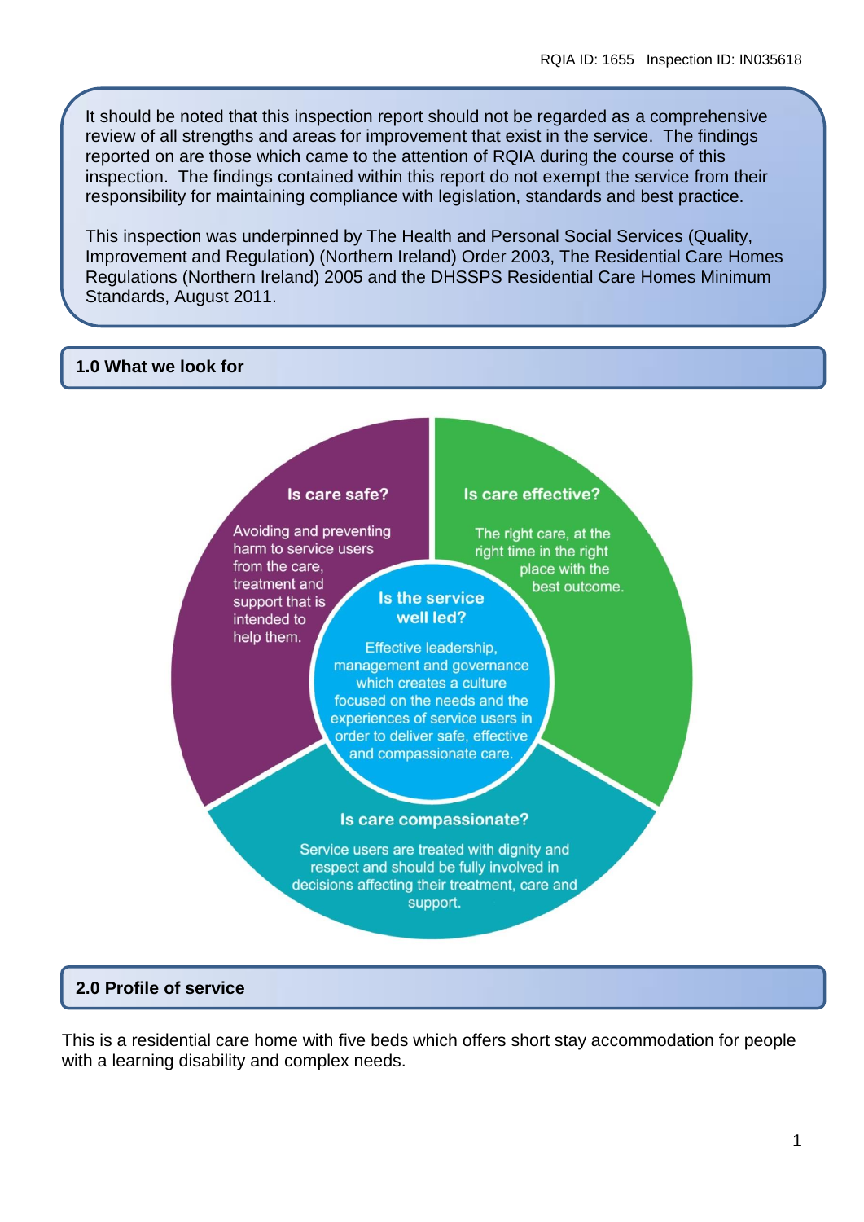It should be noted that this inspection report should not be regarded as a comprehensive review of all strengths and areas for improvement that exist in the service. The findings reported on are those which came to the attention of RQIA during the course of this inspection. The findings contained within this report do not exempt the service from their responsibility for maintaining compliance with legislation, standards and best practice.

This inspection was underpinned by The Health and Personal Social Services (Quality, Improvement and Regulation) (Northern Ireland) Order 2003, The Residential Care Homes Regulations (Northern Ireland) 2005 and the DHSSPS Residential Care Homes Minimum Standards, August 2011.

## 1.0 What we look for

**Is care safe?**

Avoiding and preventing harm to service users from the care, treatment and support that is intended to help them.

**Is care effective?**

The right care, at the right time in the right place with the best outcome.

**Is the service well led?**

Effective leadership, management and governance which creates a culture focused on the needs and the experiences of service users in order to deliver safe, effective and compassionate care.

**Is care compassionate?**

Service users are treated with dignity and respect and should be fully involved in decisions affecting their treatment, care and support.

## 2.0 Profile of service

This is a residential care home with five beds which offers short stay accommodation for people with a learning disability and complex needs.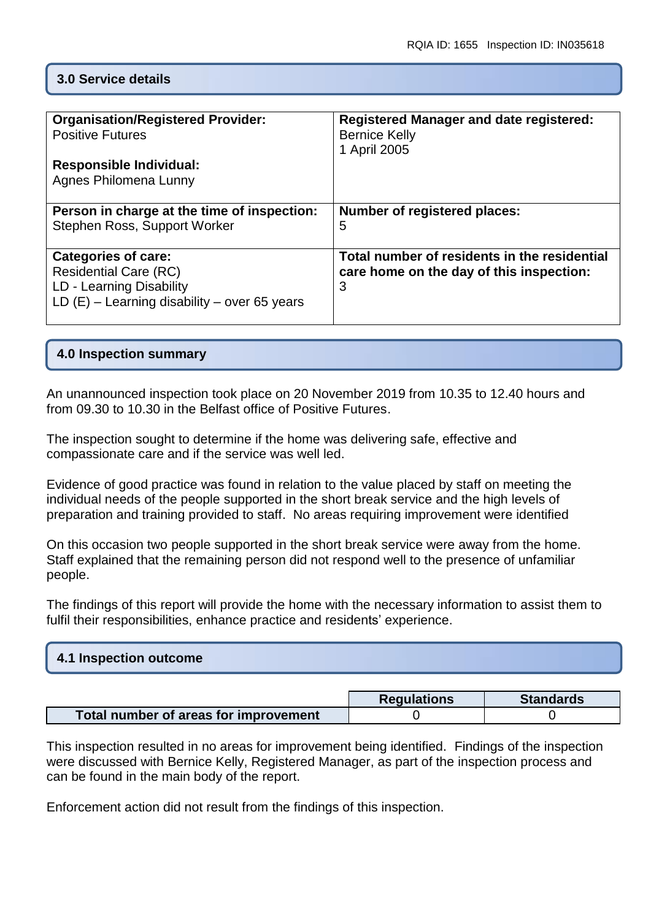## 3.0 Service details

| Organisation/Registered Provider: Positive Futures<br><br>Responsible Individual: Agnes Philomena Lunny | Registered Manager and date registered: Bernice Kelly 1 April 2005 |
|---|---|
| **Person in charge at the time of inspection:** Stephen Ross, Support Worker | **Number of registered places:** 5 |
| **Categories of care:** Residential Care (RC) LD - Learning Disability LD (E) – Learning disability – over 65 years | **Total number of residents in the residential care home on the day of this inspection:** 3 |

## 4.0 Inspection summary

An unannounced inspection took place on 20 November 2019 from 10.35 to 12.40 hours and from 09.30 to 10.30 in the Belfast office of Positive Futures.

The inspection sought to determine if the home was delivering safe, effective and compassionate care and if the service was well led.

Evidence of good practice was found in relation to the value placed by staff on meeting the individual needs of the people supported in the short break service and the high levels of preparation and training provided to staff. No areas requiring improvement were identified

On this occasion two people supported in the short break service were away from the home. Staff explained that the remaining person did not respond well to the presence of unfamiliar people.

The findings of this report will provide the home with the necessary information to assist them to fulfil their responsibilities, enhance practice and residents' experience.

## 4.1 Inspection outcome

| | Regulations | Standards |
|---|---|---|
| **Total number of areas for improvement** | 0 | 0 |

This inspection resulted in no areas for improvement being identified. Findings of the inspection were discussed with Bernice Kelly, Registered Manager, as part of the inspection process and can be found in the main body of the report.

Enforcement action did not result from the findings of this inspection.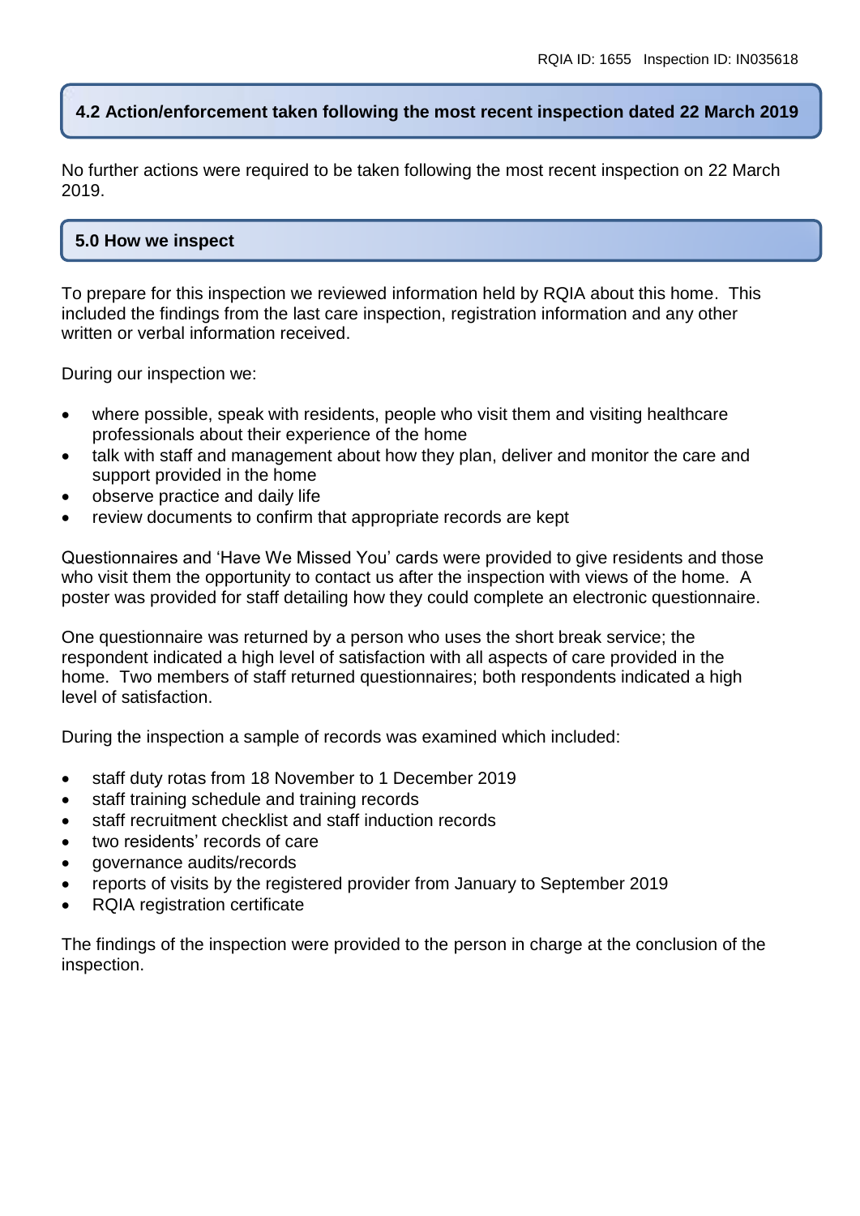## 4.2 Action/enforcement taken following the most recent inspection dated 22 March 2019

No further actions were required to be taken following the most recent inspection on 22 March 2019.

## 5.0 How we inspect

To prepare for this inspection we reviewed information held by RQIA about this home. This included the findings from the last care inspection, registration information and any other written or verbal information received.

During our inspection we:

- where possible, speak with residents, people who visit them and visiting healthcare professionals about their experience of the home
- talk with staff and management about how they plan, deliver and monitor the care and support provided in the home
- observe practice and daily life
- review documents to confirm that appropriate records are kept

Questionnaires and 'Have We Missed You' cards were provided to give residents and those who visit them the opportunity to contact us after the inspection with views of the home. A poster was provided for staff detailing how they could complete an electronic questionnaire.

One questionnaire was returned by a person who uses the short break service; the respondent indicated a high level of satisfaction with all aspects of care provided in the home. Two members of staff returned questionnaires; both respondents indicated a high level of satisfaction.

During the inspection a sample of records was examined which included:

- staff duty rotas from 18 November to 1 December 2019
- staff training schedule and training records
- staff recruitment checklist and staff induction records
- two residents' records of care
- governance audits/records
- reports of visits by the registered provider from January to September 2019
- RQIA registration certificate

The findings of the inspection were provided to the person in charge at the conclusion of the inspection.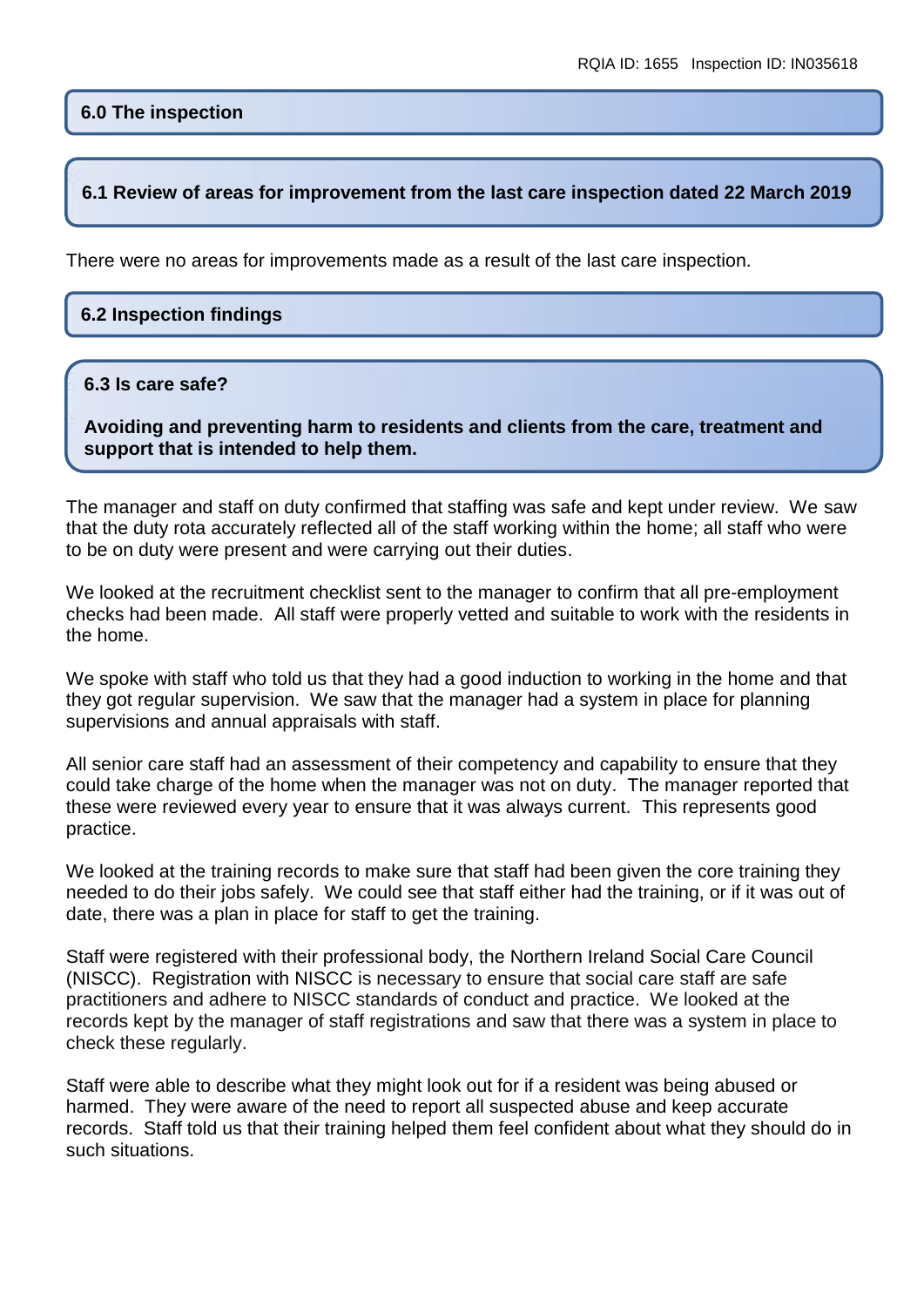## 6.0 The inspection

### 6.1 Review of areas for improvement from the last care inspection dated 22 March 2019

There were no areas for improvements made as a result of the last care inspection.

### 6.2 Inspection findings

### 6.3 Is care safe?

**Avoiding and preventing harm to residents and clients from the care, treatment and support that is intended to help them.**

The manager and staff on duty confirmed that staffing was safe and kept under review. We saw that the duty rota accurately reflected all of the staff working within the home; all staff who were to be on duty were present and were carrying out their duties.

We looked at the recruitment checklist sent to the manager to confirm that all pre-employment checks had been made. All staff were properly vetted and suitable to work with the residents in the home.

We spoke with staff who told us that they had a good induction to working in the home and that they got regular supervision. We saw that the manager had a system in place for planning supervisions and annual appraisals with staff.

All senior care staff had an assessment of their competency and capability to ensure that they could take charge of the home when the manager was not on duty. The manager reported that these were reviewed every year to ensure that it was always current. This represents good practice.

We looked at the training records to make sure that staff had been given the core training they needed to do their jobs safely. We could see that staff either had the training, or if it was out of date, there was a plan in place for staff to get the training.

Staff were registered with their professional body, the Northern Ireland Social Care Council (NISCC). Registration with NISCC is necessary to ensure that social care staff are safe practitioners and adhere to NISCC standards of conduct and practice. We looked at the records kept by the manager of staff registrations and saw that there was a system in place to check these regularly.

Staff were able to describe what they might look out for if a resident was being abused or harmed. They were aware of the need to report all suspected abuse and keep accurate records. Staff told us that their training helped them feel confident about what they should do in such situations.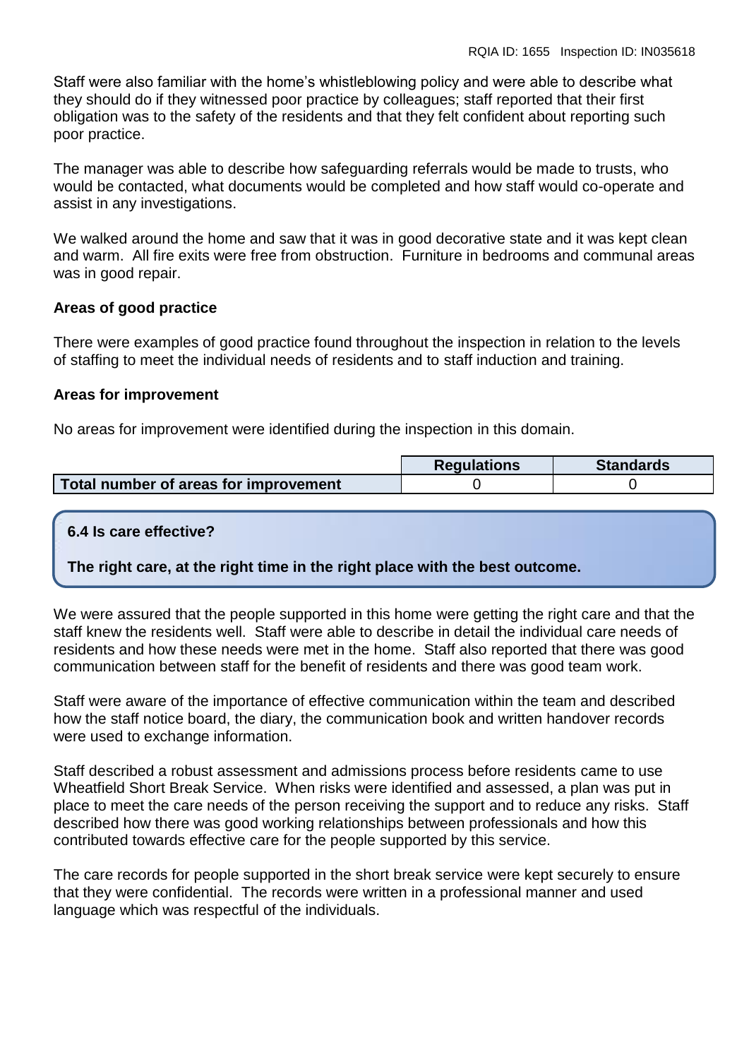Staff were also familiar with the home's whistleblowing policy and were able to describe what they should do if they witnessed poor practice by colleagues; staff reported that their first obligation was to the safety of the residents and that they felt confident about reporting such poor practice.

The manager was able to describe how safeguarding referrals would be made to trusts, who would be contacted, what documents would be completed and how staff would co-operate and assist in any investigations.

We walked around the home and saw that it was in good decorative state and it was kept clean and warm. All fire exits were free from obstruction. Furniture in bedrooms and communal areas was in good repair.

**Areas of good practice**

There were examples of good practice found throughout the inspection in relation to the levels of staffing to meet the individual needs of residents and to staff induction and training.

**Areas for improvement**

No areas for improvement were identified during the inspection in this domain.

| | Regulations | Standards |
|---|---|---|
| **Total number of areas for improvement** | 0 | 0 |

### 6.4 Is care effective?

**The right care, at the right time in the right place with the best outcome.**

We were assured that the people supported in this home were getting the right care and that the staff knew the residents well. Staff were able to describe in detail the individual care needs of residents and how these needs were met in the home. Staff also reported that there was good communication between staff for the benefit of residents and there was good team work.

Staff were aware of the importance of effective communication within the team and described how the staff notice board, the diary, the communication book and written handover records were used to exchange information.

Staff described a robust assessment and admissions process before residents came to use Wheatfield Short Break Service. When risks were identified and assessed, a plan was put in place to meet the care needs of the person receiving the support and to reduce any risks. Staff described how there was good working relationships between professionals and how this contributed towards effective care for the people supported by this service.

The care records for people supported in the short break service were kept securely to ensure that they were confidential. The records were written in a professional manner and used language which was respectful of the individuals.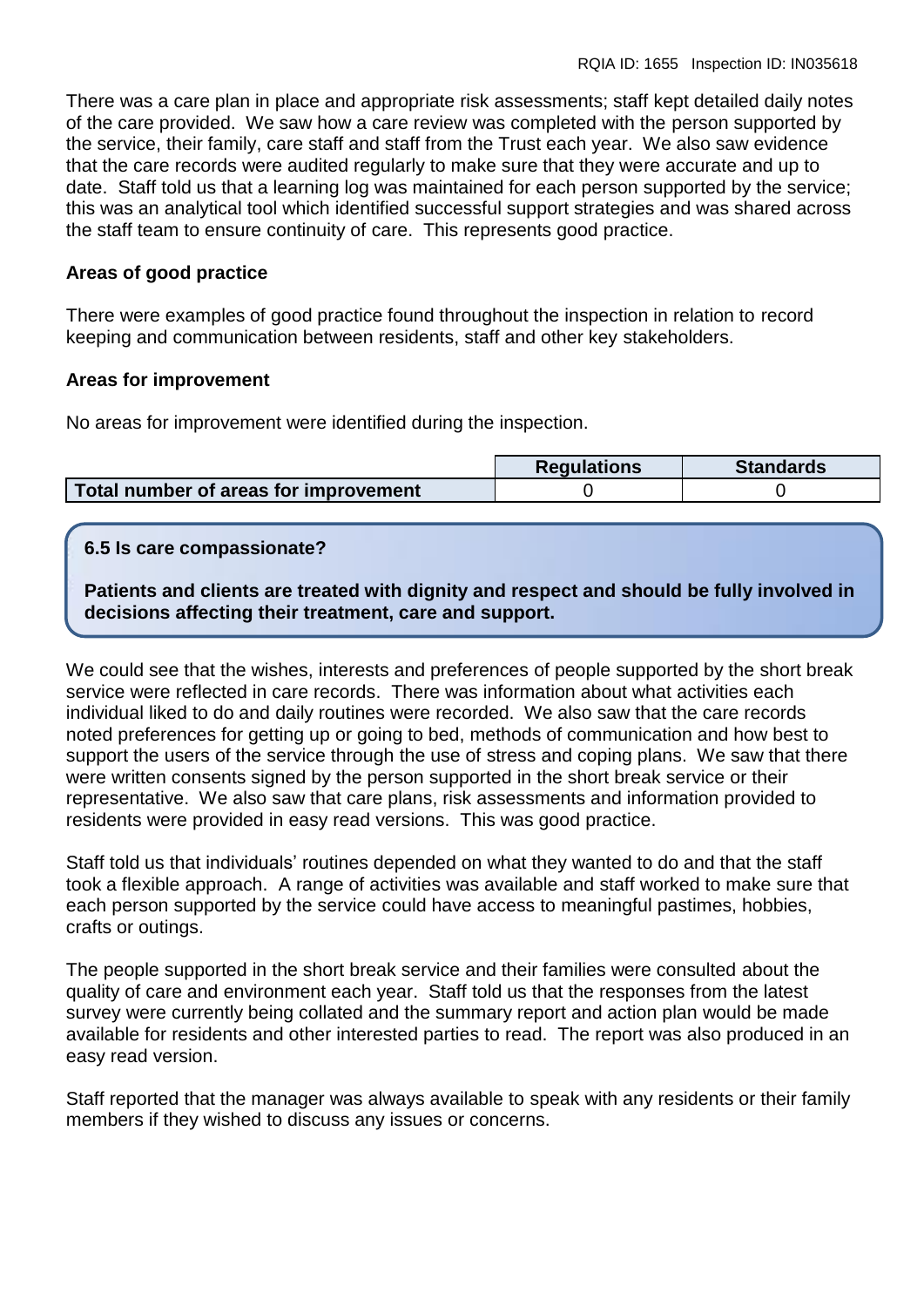There was a care plan in place and appropriate risk assessments; staff kept detailed daily notes of the care provided. We saw how a care review was completed with the person supported by the service, their family, care staff and staff from the Trust each year. We also saw evidence that the care records were audited regularly to make sure that they were accurate and up to date. Staff told us that a learning log was maintained for each person supported by the service; this was an analytical tool which identified successful support strategies and was shared across the staff team to ensure continuity of care. This represents good practice.

**Areas of good practice**

There were examples of good practice found throughout the inspection in relation to record keeping and communication between residents, staff and other key stakeholders.

**Areas for improvement**

No areas for improvement were identified during the inspection.

| | Regulations | Standards |
|---|---|---|
| **Total number of areas for improvement** | 0 | 0 |

**6.5 Is care compassionate?**

**Patients and clients are treated with dignity and respect and should be fully involved in decisions affecting their treatment, care and support.**

We could see that the wishes, interests and preferences of people supported by the short break service were reflected in care records. There was information about what activities each individual liked to do and daily routines were recorded. We also saw that the care records noted preferences for getting up or going to bed, methods of communication and how best to support the users of the service through the use of stress and coping plans. We saw that there were written consents signed by the person supported in the short break service or their representative. We also saw that care plans, risk assessments and information provided to residents were provided in easy read versions. This was good practice.

Staff told us that individuals' routines depended on what they wanted to do and that the staff took a flexible approach. A range of activities was available and staff worked to make sure that each person supported by the service could have access to meaningful pastimes, hobbies, crafts or outings.

The people supported in the short break service and their families were consulted about the quality of care and environment each year. Staff told us that the responses from the latest survey were currently being collated and the summary report and action plan would be made available for residents and other interested parties to read. The report was also produced in an easy read version.

Staff reported that the manager was always available to speak with any residents or their family members if they wished to discuss any issues or concerns.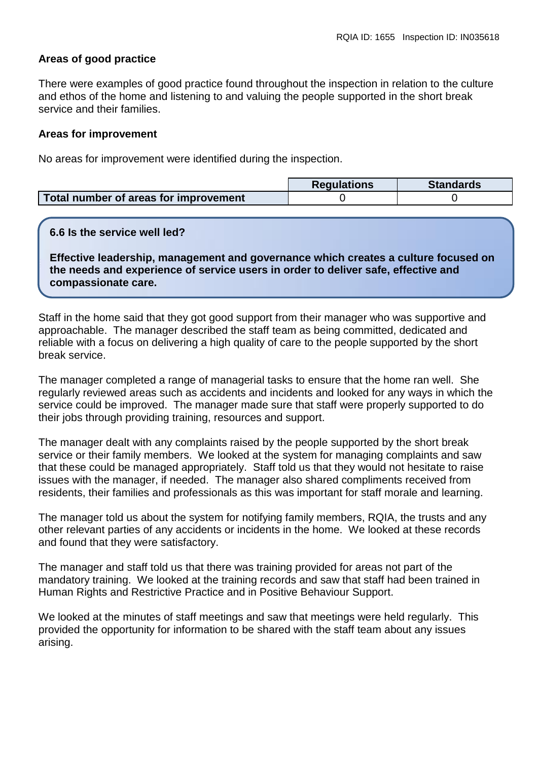**Areas of good practice**

There were examples of good practice found throughout the inspection in relation to the culture and ethos of the home and listening to and valuing the people supported in the short break service and their families.

**Areas for improvement**

No areas for improvement were identified during the inspection.

| | Regulations | Standards |
|---|---|---|
| **Total number of areas for improvement** | 0 | 0 |

**6.6 Is the service well led?**

**Effective leadership, management and governance which creates a culture focused on the needs and experience of service users in order to deliver safe, effective and compassionate care.**

Staff in the home said that they got good support from their manager who was supportive and approachable. The manager described the staff team as being committed, dedicated and reliable with a focus on delivering a high quality of care to the people supported by the short break service.

The manager completed a range of managerial tasks to ensure that the home ran well. She regularly reviewed areas such as accidents and incidents and looked for any ways in which the service could be improved. The manager made sure that staff were properly supported to do their jobs through providing training, resources and support.

The manager dealt with any complaints raised by the people supported by the short break service or their family members. We looked at the system for managing complaints and saw that these could be managed appropriately. Staff told us that they would not hesitate to raise issues with the manager, if needed. The manager also shared compliments received from residents, their families and professionals as this was important for staff morale and learning.

The manager told us about the system for notifying family members, RQIA, the trusts and any other relevant parties of any accidents or incidents in the home. We looked at these records and found that they were satisfactory.

The manager and staff told us that there was training provided for areas not part of the mandatory training. We looked at the training records and saw that staff had been trained in Human Rights and Restrictive Practice and in Positive Behaviour Support.

We looked at the minutes of staff meetings and saw that meetings were held regularly. This provided the opportunity for information to be shared with the staff team about any issues arising.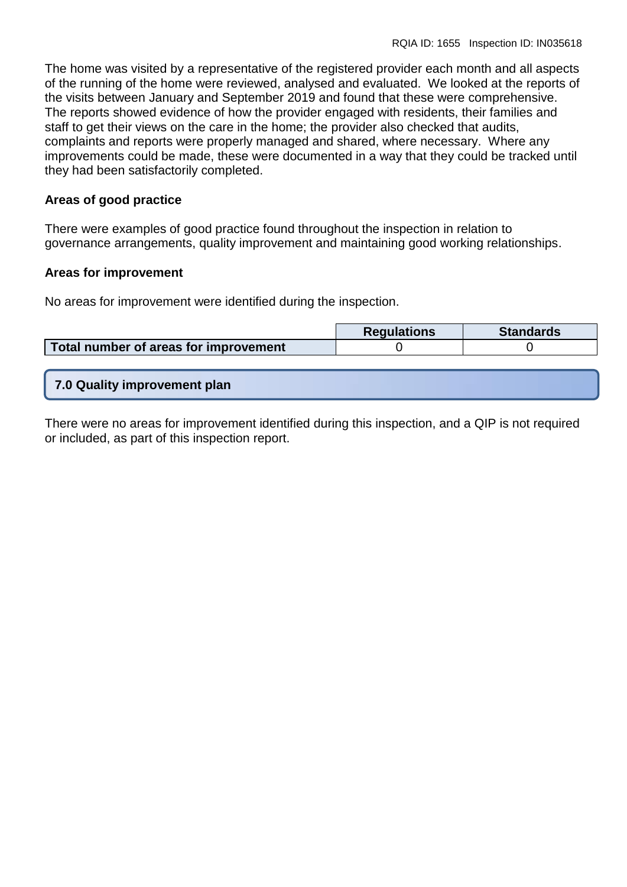The home was visited by a representative of the registered provider each month and all aspects of the running of the home were reviewed, analysed and evaluated. We looked at the reports of the visits between January and September 2019 and found that these were comprehensive. The reports showed evidence of how the provider engaged with residents, their families and staff to get their views on the care in the home; the provider also checked that audits, complaints and reports were properly managed and shared, where necessary. Where any improvements could be made, these were documented in a way that they could be tracked until they had been satisfactorily completed.

**Areas of good practice**

There were examples of good practice found throughout the inspection in relation to governance arrangements, quality improvement and maintaining good working relationships.

**Areas for improvement**

No areas for improvement were identified during the inspection.

| | Regulations | Standards |
|---|---|---|
| **Total number of areas for improvement** | 0 | 0 |

## 7.0 Quality improvement plan

There were no areas for improvement identified during this inspection, and a QIP is not required or included, as part of this inspection report.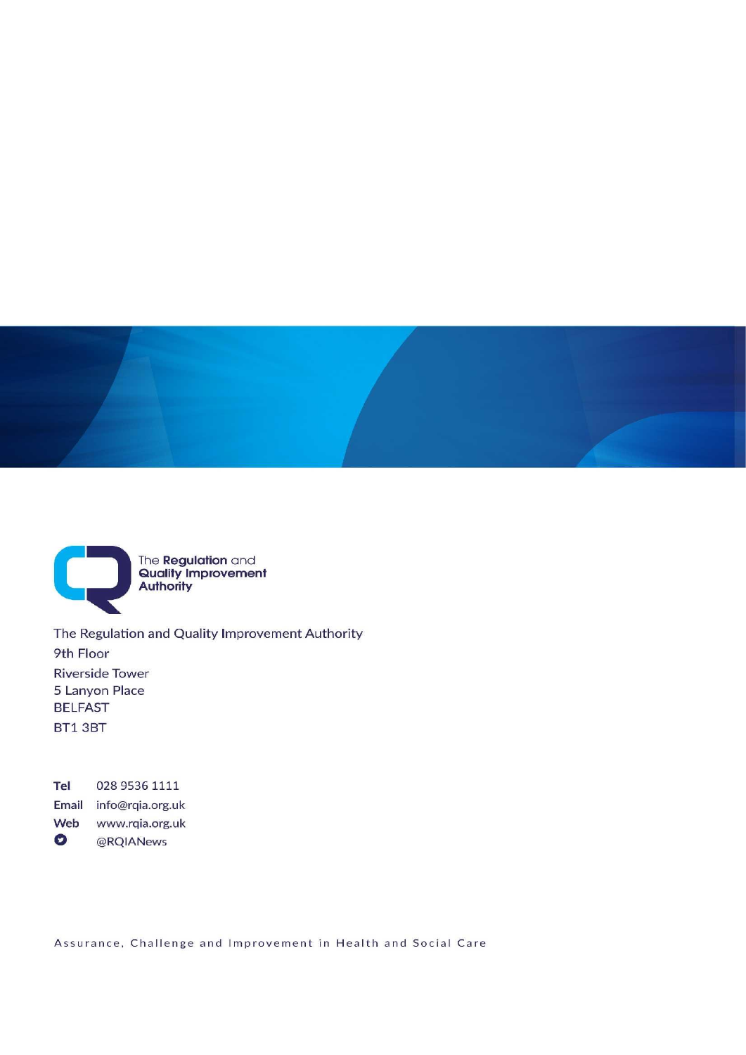The Regulation and Quality Improvement Authority

The Regulation and Quality Improvement Authority
9th Floor
Riverside Tower
5 Lanyon Place
BELFAST
BT1 3BT

**Tel** 028 9536 1111
**Email** info@rqia.org.uk
**Web** www.rqia.org.uk
@RQIANews

Assurance, Challenge and Improvement in Health and Social Care